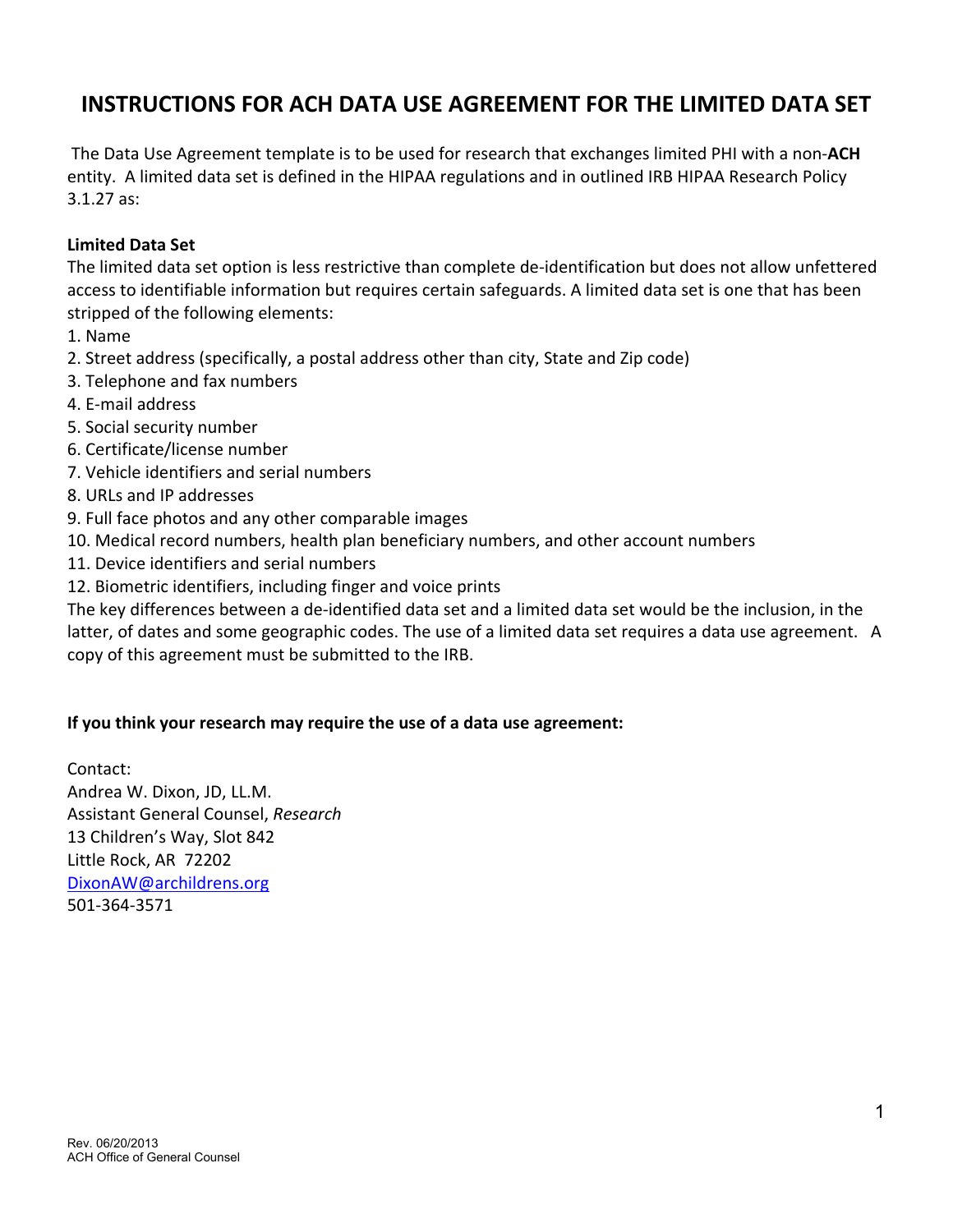# INSTRUCTIONS FOR ACH DATA USE AGREEMENT FOR THE LIMITED DATA SET

The Data Use Agreement template is to be used for research that exchanges limited PHI with a non-**ACH** entity. A limited data set is defined in the HIPAA regulations and in outlined IRB HIPAA Research Policy 3.1.27 as:

**Limited Data Set**

The limited data set option is less restrictive than complete de-identification but does not allow unfettered access to identifiable information but requires certain safeguards. A limited data set is one that has been stripped of the following elements:

1. Name
2. Street address (specifically, a postal address other than city, State and Zip code)
3. Telephone and fax numbers
4. E-mail address
5. Social security number
6. Certificate/license number
7. Vehicle identifiers and serial numbers
8. URLs and IP addresses
9. Full face photos and any other comparable images
10. Medical record numbers, health plan beneficiary numbers, and other account numbers
11. Device identifiers and serial numbers
12. Biometric identifiers, including finger and voice prints

The key differences between a de-identified data set and a limited data set would be the inclusion, in the latter, of dates and some geographic codes. The use of a limited data set requires a data use agreement. A copy of this agreement must be submitted to the IRB.

**If you think your research may require the use of a data use agreement:**

Contact:
Andrea W. Dixon, JD, LL.M.
Assistant General Counsel, *Research*
13 Children's Way, Slot 842
Little Rock, AR 72202
DixonAW@archildrens.org
501-364-3571

Rev. 06/20/2013
ACH Office of General Counsel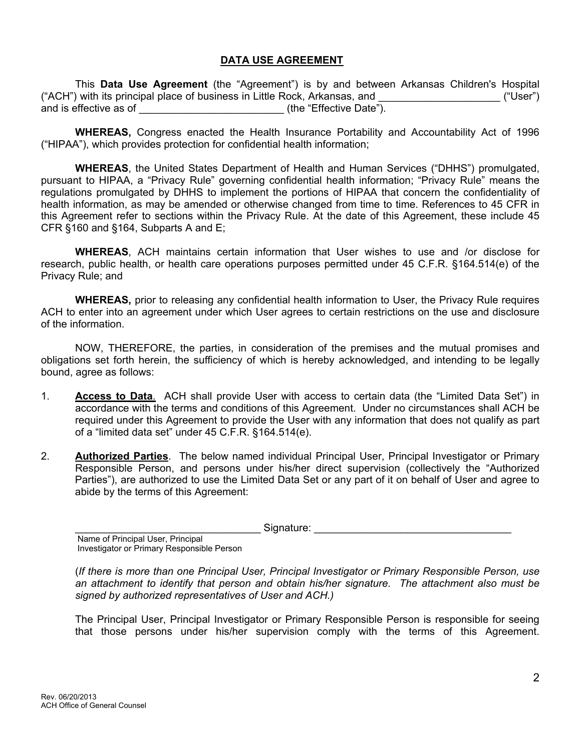## DATA USE AGREEMENT

This **Data Use Agreement** (the "Agreement") is by and between Arkansas Children's Hospital ("ACH") with its principal place of business in Little Rock, Arkansas, and _____________________ ("User") and is effective as of _________________________ (the "Effective Date").

**WHEREAS,** Congress enacted the Health Insurance Portability and Accountability Act of 1996 ("HIPAA"), which provides protection for confidential health information;

**WHEREAS**, the United States Department of Health and Human Services ("DHHS") promulgated, pursuant to HIPAA, a "Privacy Rule" governing confidential health information; "Privacy Rule" means the regulations promulgated by DHHS to implement the portions of HIPAA that concern the confidentiality of health information, as may be amended or otherwise changed from time to time. References to 45 CFR in this Agreement refer to sections within the Privacy Rule. At the date of this Agreement, these include 45 CFR §160 and §164, Subparts A and E;

**WHEREAS**, ACH maintains certain information that User wishes to use and /or disclose for research, public health, or health care operations purposes permitted under 45 C.F.R. §164.514(e) of the Privacy Rule; and

**WHEREAS,** prior to releasing any confidential health information to User, the Privacy Rule requires ACH to enter into an agreement under which User agrees to certain restrictions on the use and disclosure of the information.

NOW, THEREFORE, the parties, in consideration of the premises and the mutual promises and obligations set forth herein, the sufficiency of which is hereby acknowledged, and intending to be legally bound, agree as follows:

1. **Access to Data**. ACH shall provide User with access to certain data (the "Limited Data Set") in accordance with the terms and conditions of this Agreement. Under no circumstances shall ACH be required under this Agreement to provide the User with any information that does not qualify as part of a "limited data set" under 45 C.F.R. §164.514(e).

2. **Authorized Parties**. The below named individual Principal User, Principal Investigator or Primary Responsible Person, and persons under his/her direct supervision (collectively the "Authorized Parties"), are authorized to use the Limited Data Set or any part of it on behalf of User and agree to abide by the terms of this Agreement:

   _________________________________ Signature: __________________________________
   Name of Principal User, Principal Investigator or Primary Responsible Person

   (*If there is more than one Principal User, Principal Investigator or Primary Responsible Person, use an attachment to identify that person and obtain his/her signature. The attachment also must be signed by authorized representatives of User and ACH.)*

   The Principal User, Principal Investigator or Primary Responsible Person is responsible for seeing that those persons under his/her supervision comply with the terms of this Agreement.

Rev. 06/20/2013
ACH Office of General Counsel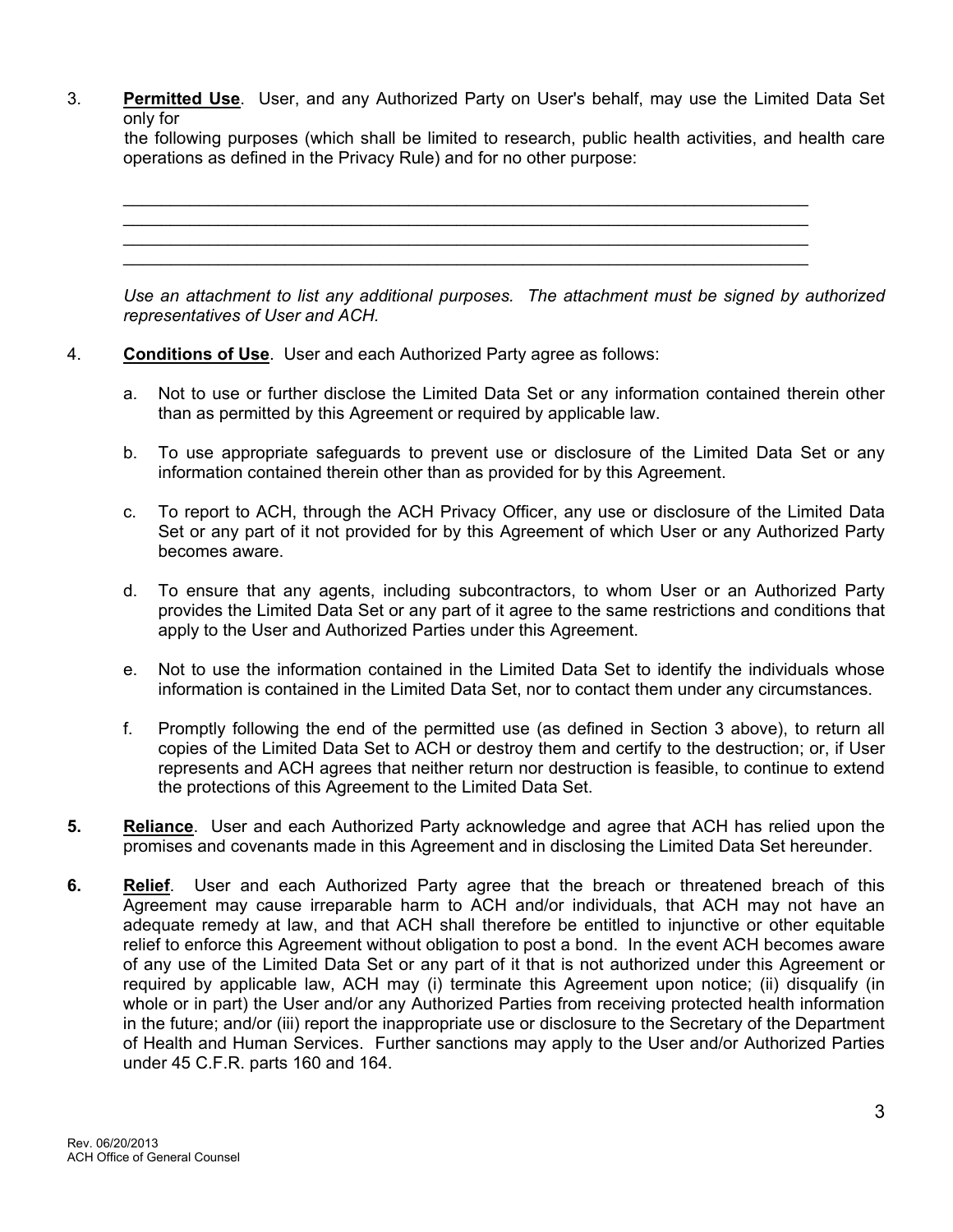3. **Permitted Use**. User, and any Authorized Party on User's behalf, may use the Limited Data Set only for the following purposes (which shall be limited to research, public health activities, and health care operations as defined in the Privacy Rule) and for no other purpose:

   ______________________________________________________________________
   ______________________________________________________________________
   ______________________________________________________________________
   ______________________________________________________________________

   *Use an attachment to list any additional purposes. The attachment must be signed by authorized representatives of User and ACH.*

4. **Conditions of Use**. User and each Authorized Party agree as follows:

   a. Not to use or further disclose the Limited Data Set or any information contained therein other than as permitted by this Agreement or required by applicable law.

   b. To use appropriate safeguards to prevent use or disclosure of the Limited Data Set or any information contained therein other than as provided for by this Agreement.

   c. To report to ACH, through the ACH Privacy Officer, any use or disclosure of the Limited Data Set or any part of it not provided for by this Agreement of which User or any Authorized Party becomes aware.

   d. To ensure that any agents, including subcontractors, to whom User or an Authorized Party provides the Limited Data Set or any part of it agree to the same restrictions and conditions that apply to the User and Authorized Parties under this Agreement.

   e. Not to use the information contained in the Limited Data Set to identify the individuals whose information is contained in the Limited Data Set, nor to contact them under any circumstances.

   f. Promptly following the end of the permitted use (as defined in Section 3 above), to return all copies of the Limited Data Set to ACH or destroy them and certify to the destruction; or, if User represents and ACH agrees that neither return nor destruction is feasible, to continue to extend the protections of this Agreement to the Limited Data Set.

**5.** **Reliance**. User and each Authorized Party acknowledge and agree that ACH has relied upon the promises and covenants made in this Agreement and in disclosing the Limited Data Set hereunder.

**6.** **Relief**. User and each Authorized Party agree that the breach or threatened breach of this Agreement may cause irreparable harm to ACH and/or individuals, that ACH may not have an adequate remedy at law, and that ACH shall therefore be entitled to injunctive or other equitable relief to enforce this Agreement without obligation to post a bond. In the event ACH becomes aware of any use of the Limited Data Set or any part of it that is not authorized under this Agreement or required by applicable law, ACH may (i) terminate this Agreement upon notice; (ii) disqualify (in whole or in part) the User and/or any Authorized Parties from receiving protected health information in the future; and/or (iii) report the inappropriate use or disclosure to the Secretary of the Department of Health and Human Services. Further sanctions may apply to the User and/or Authorized Parties under 45 C.F.R. parts 160 and 164.

Rev. 06/20/2013
ACH Office of General Counsel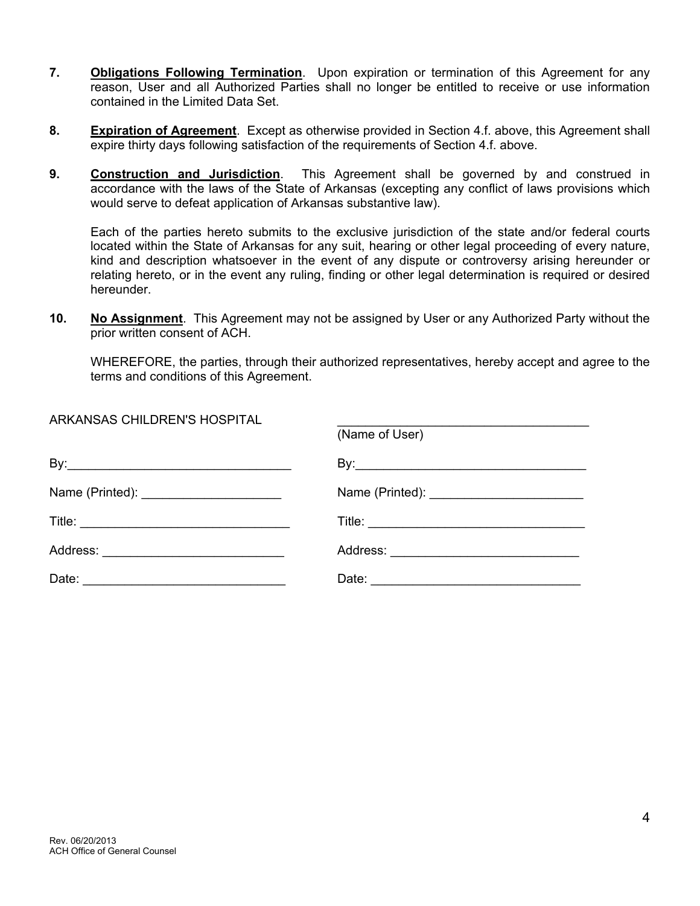**7.** **Obligations Following Termination**. Upon expiration or termination of this Agreement for any reason, User and all Authorized Parties shall no longer be entitled to receive or use information contained in the Limited Data Set.

**8.** **Expiration of Agreement**. Except as otherwise provided in Section 4.f. above, this Agreement shall expire thirty days following satisfaction of the requirements of Section 4.f. above.

**9.** **Construction and Jurisdiction**. This Agreement shall be governed by and construed in accordance with the laws of the State of Arkansas (excepting any conflict of laws provisions which would serve to defeat application of Arkansas substantive law).

Each of the parties hereto submits to the exclusive jurisdiction of the state and/or federal courts located within the State of Arkansas for any suit, hearing or other legal proceeding of every nature, kind and description whatsoever in the event of any dispute or controversy arising hereunder or relating hereto, or in the event any ruling, finding or other legal determination is required or desired hereunder.

**10.** **No Assignment**. This Agreement may not be assigned by User or any Authorized Party without the prior written consent of ACH.

WHEREFORE, the parties, through their authorized representatives, hereby accept and agree to the terms and conditions of this Agreement.

| | |
|---|---|
| ARKANSAS CHILDREN'S HOSPITAL | ____________________________________ (Name of User) |
| By:______________________________ | By:______________________________ |
| Name (Printed): ____________________ | Name (Printed): ____________________ |
| Title: ____________________________ | Title: ____________________________ |
| Address: _________________________ | Address: _________________________ |
| Date: ____________________________ | Date: ____________________________ |

Rev. 06/20/2013
ACH Office of General Counsel